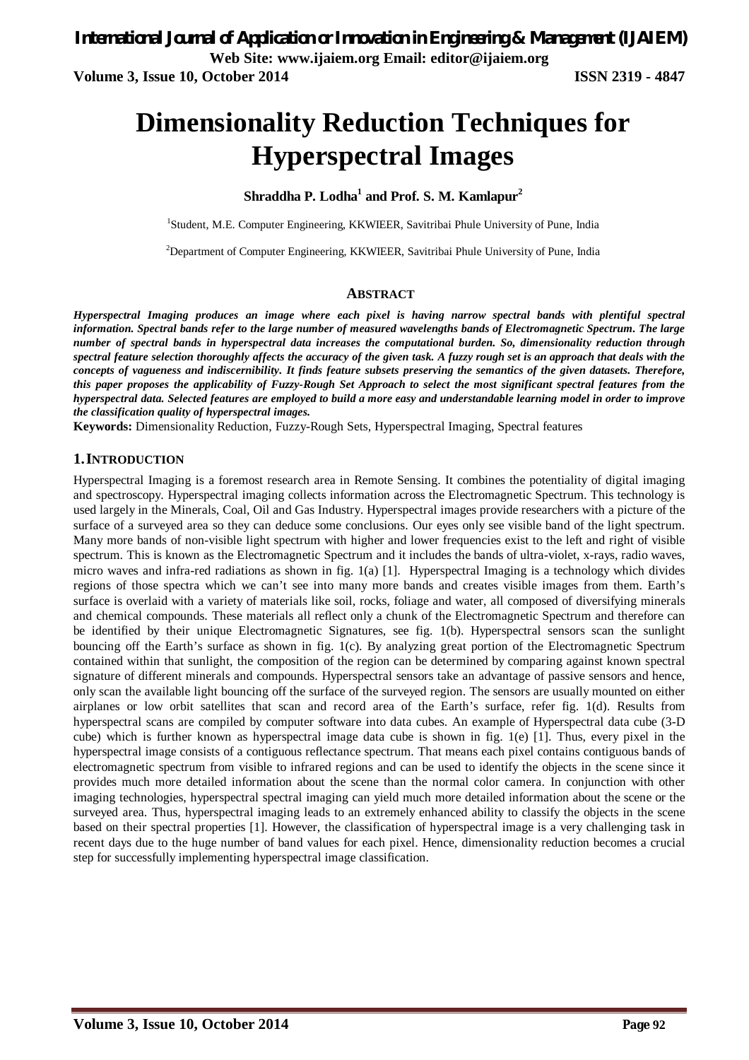# Dimensionality Reduction Techniques for Hyperspectral Images

**Shraddha P. Lodha[1] and Prof. S. M. Kamlapur[2]**

[1]Student, M.E. Computer Engineering, KKWIEER, Savitribai Phule University of Pune, India

[2]Department of Computer Engineering, KKWIEER, Savitribai Phule University of Pune, India

## ABSTRACT

***Hyperspectral Imaging produces an image where each pixel is having narrow spectral bands with plentiful spectral information. Spectral bands refer to the large number of measured wavelengths bands of Electromagnetic Spectrum. The large number of spectral bands in hyperspectral data increases the computational burden. So, dimensionality reduction through spectral feature selection thoroughly affects the accuracy of the given task. A fuzzy rough set is an approach that deals with the concepts of vagueness and indiscernibility. It finds feature subsets preserving the semantics of the given datasets. Therefore, this paper proposes the applicability of Fuzzy-Rough Set Approach to select the most significant spectral features from the hyperspectral data. Selected features are employed to build a more easy and understandable learning model in order to improve the classification quality of hyperspectral images.***

**Keywords:** Dimensionality Reduction, Fuzzy-Rough Sets, Hyperspectral Imaging, Spectral features

## 1. INTRODUCTION

Hyperspectral Imaging is a foremost research area in Remote Sensing. It combines the potentiality of digital imaging and spectroscopy. Hyperspectral imaging collects information across the Electromagnetic Spectrum. This technology is used largely in the Minerals, Coal, Oil and Gas Industry. Hyperspectral images provide researchers with a picture of the surface of a surveyed area so they can deduce some conclusions. Our eyes only see visible band of the light spectrum. Many more bands of non-visible light spectrum with higher and lower frequencies exist to the left and right of visible spectrum. This is known as the Electromagnetic Spectrum and it includes the bands of ultra-violet, x-rays, radio waves, micro waves and infra-red radiations as shown in fig. 1(a) [1]. Hyperspectral Imaging is a technology which divides regions of those spectra which we can't see into many more bands and creates visible images from them. Earth's surface is overlaid with a variety of materials like soil, rocks, foliage and water, all composed of diversifying minerals and chemical compounds. These materials all reflect only a chunk of the Electromagnetic Spectrum and therefore can be identified by their unique Electromagnetic Signatures, see fig. 1(b). Hyperspectral sensors scan the sunlight bouncing off the Earth's surface as shown in fig. 1(c). By analyzing great portion of the Electromagnetic Spectrum contained within that sunlight, the composition of the region can be determined by comparing against known spectral signature of different minerals and compounds. Hyperspectral sensors take an advantage of passive sensors and hence, only scan the available light bouncing off the surface of the surveyed region. The sensors are usually mounted on either airplanes or low orbit satellites that scan and record area of the Earth's surface, refer fig. 1(d). Results from hyperspectral scans are compiled by computer software into data cubes. An example of Hyperspectral data cube (3-D cube) which is further known as hyperspectral image data cube is shown in fig. 1(e) [1]. Thus, every pixel in the hyperspectral image consists of a contiguous reflectance spectrum. That means each pixel contains contiguous bands of electromagnetic spectrum from visible to infrared regions and can be used to identify the objects in the scene since it provides much more detailed information about the scene than the normal color camera. In conjunction with other imaging technologies, hyperspectral spectral imaging can yield much more detailed information about the scene or the surveyed area. Thus, hyperspectral imaging leads to an extremely enhanced ability to classify the objects in the scene based on their spectral properties [1]. However, the classification of hyperspectral image is a very challenging task in recent days due to the huge number of band values for each pixel. Hence, dimensionality reduction becomes a crucial step for successfully implementing hyperspectral image classification.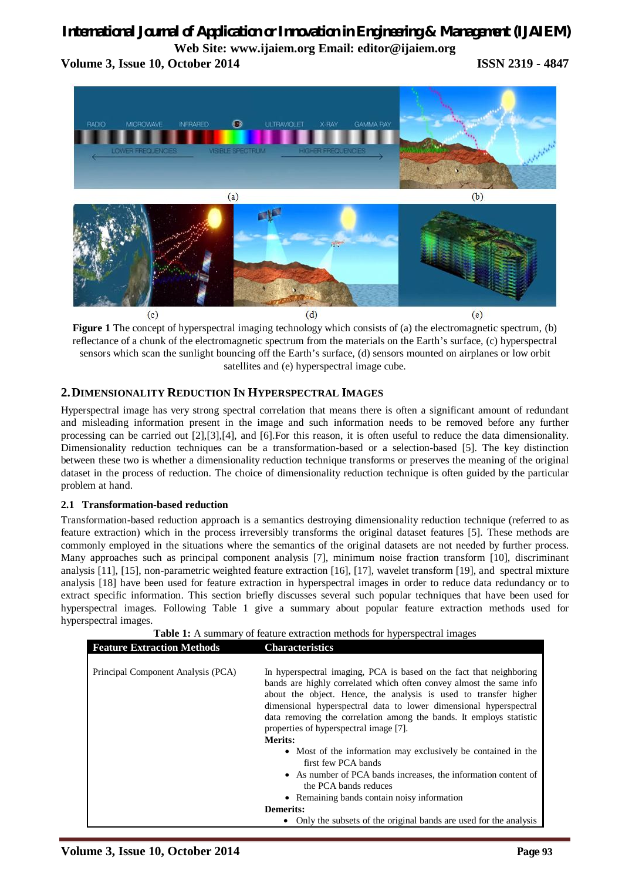(a)

(b)

(c)

(d)

(e)

**Figure 1** The concept of hyperspectral imaging technology which consists of (a) the electromagnetic spectrum, (b) reflectance of a chunk of the electromagnetic spectrum from the materials on the Earth's surface, (c) hyperspectral sensors which scan the sunlight bouncing off the Earth's surface, (d) sensors mounted on airplanes or low orbit satellites and (e) hyperspectral image cube.

## 2. DIMENSIONALITY REDUCTION IN HYPERSPECTRAL IMAGES

Hyperspectral image has very strong spectral correlation that means there is often a significant amount of redundant and misleading information present in the image and such information needs to be removed before any further processing can be carried out [2],[3],[4], and [6].For this reason, it is often useful to reduce the data dimensionality. Dimensionality reduction techniques can be a transformation-based or a selection-based [5]. The key distinction between these two is whether a dimensionality reduction technique transforms or preserves the meaning of the original dataset in the process of reduction. The choice of dimensionality reduction technique is often guided by the particular problem at hand.

### 2.1 Transformation-based reduction

Transformation-based reduction approach is a semantics destroying dimensionality reduction technique (referred to as feature extraction) which in the process irreversibly transforms the original dataset features [5]. These methods are commonly employed in the situations where the semantics of the original datasets are not needed by further process. Many approaches such as principal component analysis [7], minimum noise fraction transform [10], discriminant analysis [11], [15], non-parametric weighted feature extraction [16], [17], wavelet transform [19], and spectral mixture analysis [18] have been used for feature extraction in hyperspectral images in order to reduce data redundancy or to extract specific information. This section briefly discusses several such popular techniques that have been used for hyperspectral images. Following Table 1 give a summary about popular feature extraction methods used for hyperspectral images.

**Table 1:** A summary of feature extraction methods for hyperspectral images

| Feature Extraction Methods | Characteristics |
|---|---|
| Principal Component Analysis (PCA) | In hyperspectral imaging, PCA is based on the fact that neighboring bands are highly correlated which often convey almost the same info about the object. Hence, the analysis is used to transfer higher dimensional hyperspectral data to lower dimensional hyperspectral data removing the correlation among the bands. It employs statistic properties of hyperspectral image [7].<br>**Merits:**<br>• Most of the information may exclusively be contained in the first few PCA bands<br>• As number of PCA bands increases, the information content of the PCA bands reduces<br>• Remaining bands contain noisy information<br>**Demerits:**<br>• Only the subsets of the original bands are used for the analysis |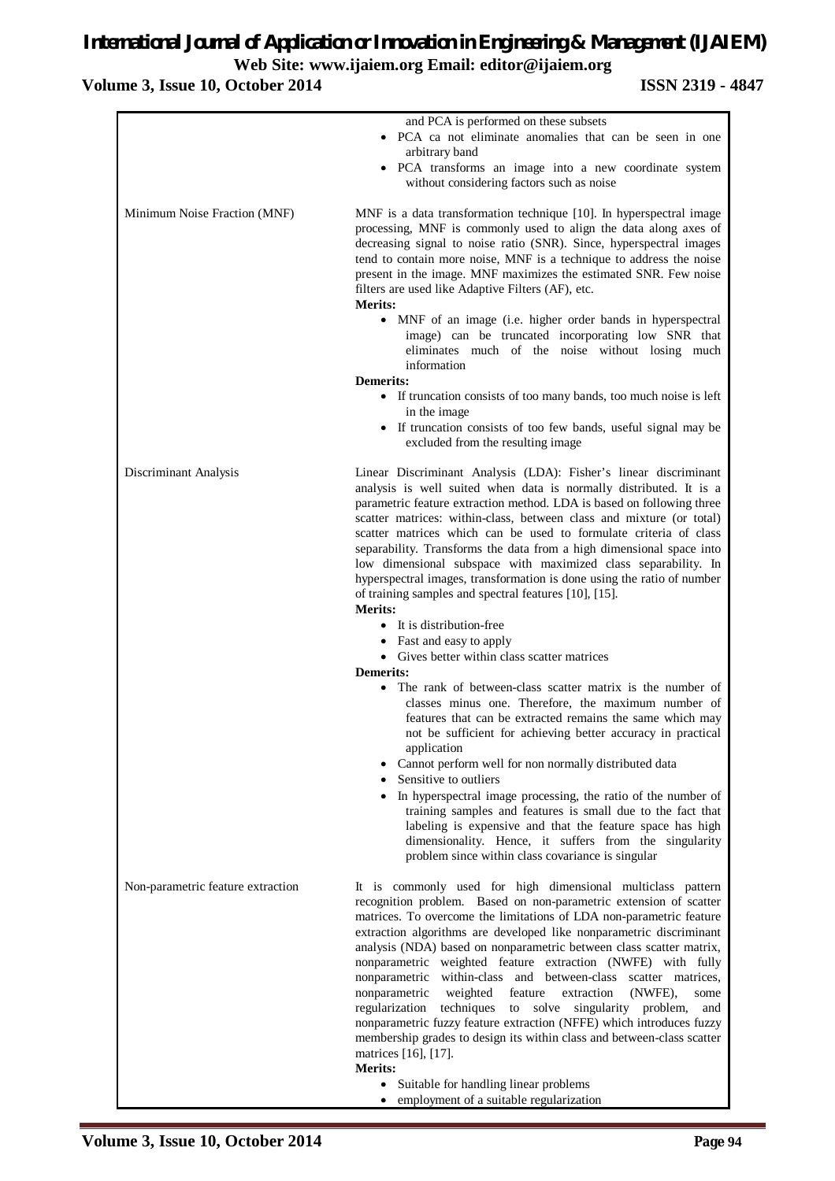| | |
|---|---|
| | and PCA is performed on these subsets<br>• PCA ca not eliminate anomalies that can be seen in one arbitrary band<br>• PCA transforms an image into a new coordinate system without considering factors such as noise |
| Minimum Noise Fraction (MNF) | MNF is a data transformation technique [10]. In hyperspectral image processing, MNF is commonly used to align the data along axes of decreasing signal to noise ratio (SNR). Since, hyperspectral images tend to contain more noise, MNF is a technique to address the noise present in the image. MNF maximizes the estimated SNR. Few noise filters are used like Adaptive Filters (AF), etc.<br>**Merits:**<br>• MNF of an image (i.e. higher order bands in hyperspectral image) can be truncated incorporating low SNR that eliminates much of the noise without losing much information<br>**Demerits:**<br>• If truncation consists of too many bands, too much noise is left in the image<br>• If truncation consists of too few bands, useful signal may be excluded from the resulting image |
| Discriminant Analysis | Linear Discriminant Analysis (LDA): Fisher's linear discriminant analysis is well suited when data is normally distributed. It is a parametric feature extraction method. LDA is based on following three scatter matrices: within-class, between class and mixture (or total) scatter matrices which can be used to formulate criteria of class separability. Transforms the data from a high dimensional space into low dimensional subspace with maximized class separability. In hyperspectral images, transformation is done using the ratio of number of training samples and spectral features [10], [15].<br>**Merits:**<br>• It is distribution-free<br>• Fast and easy to apply<br>• Gives better within class scatter matrices<br>**Demerits:**<br>• The rank of between-class scatter matrix is the number of classes minus one. Therefore, the maximum number of features that can be extracted remains the same which may not be sufficient for achieving better accuracy in practical application<br>• Cannot perform well for non normally distributed data<br>• Sensitive to outliers<br>• In hyperspectral image processing, the ratio of the number of training samples and features is small due to the fact that labeling is expensive and that the feature space has high dimensionality. Hence, it suffers from the singularity problem since within class covariance is singular |
| Non-parametric feature extraction | It is commonly used for high dimensional multiclass pattern recognition problem. Based on non-parametric extension of scatter matrices. To overcome the limitations of LDA non-parametric feature extraction algorithms are developed like nonparametric discriminant analysis (NDA) based on nonparametric between class scatter matrix, nonparametric weighted feature extraction (NWFE) with fully nonparametric within-class and between-class scatter matrices, nonparametric weighted feature extraction (NWFE), some regularization techniques to solve singularity problem, and nonparametric fuzzy feature extraction (NFFE) which introduces fuzzy membership grades to design its within class and between-class scatter matrices [16], [17].<br>**Merits:**<br>• Suitable for handling linear problems<br>• employment of a suitable regularization |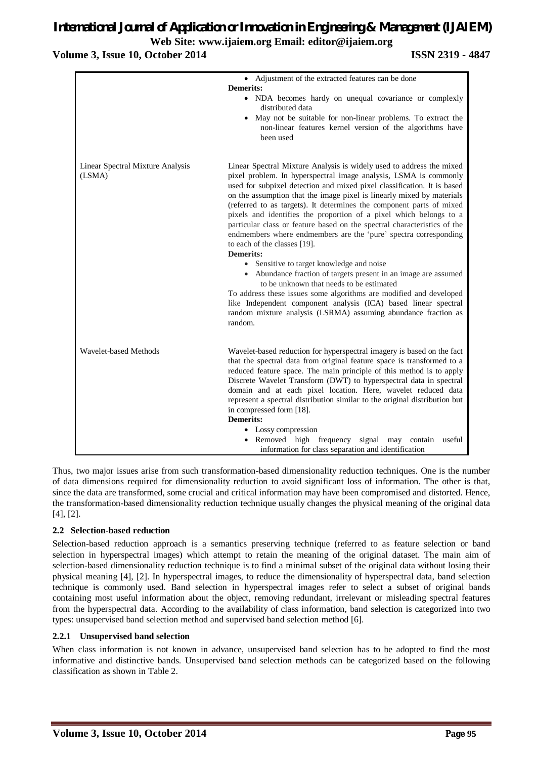| | |
|---|---|
| | • Adjustment of the extracted features can be done<br>**Demerits:**<br>• NDA becomes hardy on unequal covariance or complexly distributed data<br>• May not be suitable for non-linear problems. To extract the non-linear features kernel version of the algorithms have been used |
| Linear Spectral Mixture Analysis (LSMA) | Linear Spectral Mixture Analysis is widely used to address the mixed pixel problem. In hyperspectral image analysis, LSMA is commonly used for subpixel detection and mixed pixel classification. It is based on the assumption that the image pixel is linearly mixed by materials (referred to as targets). It determines the component parts of mixed pixels and identifies the proportion of a pixel which belongs to a particular class or feature based on the spectral characteristics of the endmembers where endmembers are the 'pure' spectra corresponding to each of the classes [19].<br>**Demerits:**<br>• Sensitive to target knowledge and noise<br>• Abundance fraction of targets present in an image are assumed to be unknown that needs to be estimated<br>To address these issues some algorithms are modified and developed like Independent component analysis (ICA) based linear spectral random mixture analysis (LSRMA) assuming abundance fraction as random. |
| Wavelet-based Methods | Wavelet-based reduction for hyperspectral imagery is based on the fact that the spectral data from original feature space is transformed to a reduced feature space. The main principle of this method is to apply Discrete Wavelet Transform (DWT) to hyperspectral data in spectral domain and at each pixel location. Here, wavelet reduced data represent a spectral distribution similar to the original distribution but in compressed form [18].<br>**Demerits:**<br>• Lossy compression<br>• Removed high frequency signal may contain useful information for class separation and identification |

Thus, two major issues arise from such transformation-based dimensionality reduction techniques. One is the number of data dimensions required for dimensionality reduction to avoid significant loss of information. The other is that, since the data are transformed, some crucial and critical information may have been compromised and distorted. Hence, the transformation-based dimensionality reduction technique usually changes the physical meaning of the original data [4], [2].

### 2.2 Selection-based reduction

Selection-based reduction approach is a semantics preserving technique (referred to as feature selection or band selection in hyperspectral images) which attempt to retain the meaning of the original dataset. The main aim of selection-based dimensionality reduction technique is to find a minimal subset of the original data without losing their physical meaning [4], [2]. In hyperspectral images, to reduce the dimensionality of hyperspectral data, band selection technique is commonly used. Band selection in hyperspectral images refer to select a subset of original bands containing most useful information about the object, removing redundant, irrelevant or misleading spectral features from the hyperspectral data. According to the availability of class information, band selection is categorized into two types: unsupervised band selection method and supervised band selection method [6].

#### 2.2.1 Unsupervised band selection

When class information is not known in advance, unsupervised band selection has to be adopted to find the most informative and distinctive bands. Unsupervised band selection methods can be categorized based on the following classification as shown in Table 2.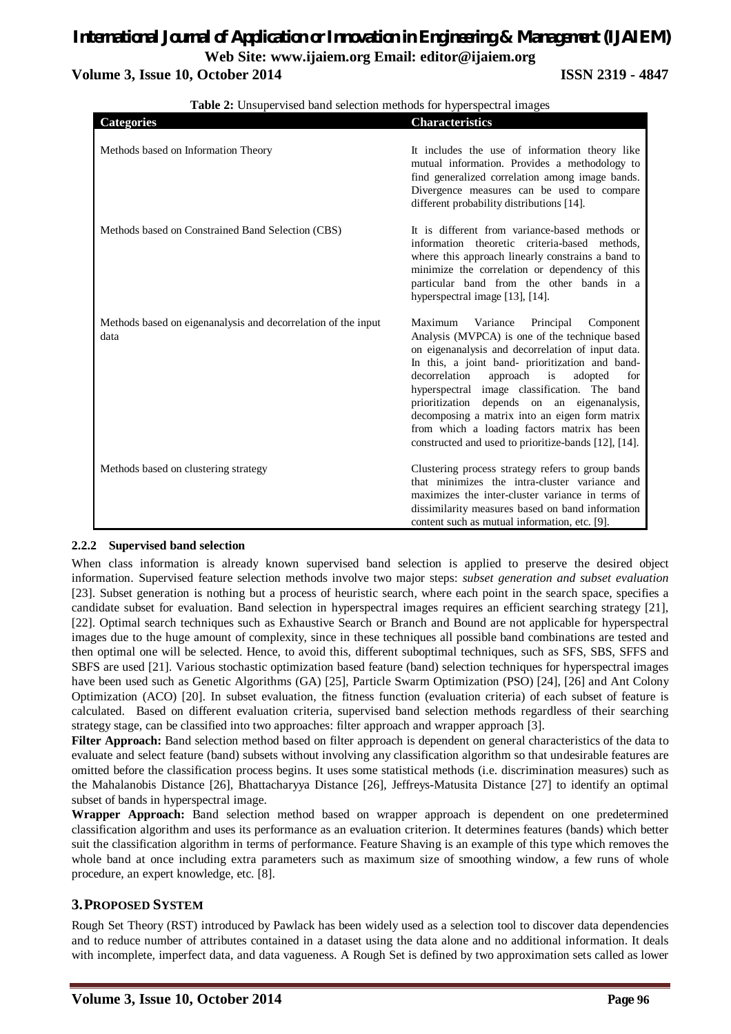**Table 2:** Unsupervised band selection methods for hyperspectral images

| Categories | Characteristics |
|---|---|
| Methods based on Information Theory | It includes the use of information theory like mutual information. Provides a methodology to find generalized correlation among image bands. Divergence measures can be used to compare different probability distributions [14]. |
| Methods based on Constrained Band Selection (CBS) | It is different from variance-based methods or information theoretic criteria-based methods, where this approach linearly constrains a band to minimize the correlation or dependency of this particular band from the other bands in a hyperspectral image [13], [14]. |
| Methods based on eigenanalysis and decorrelation of the input data | Maximum Variance Principal Component Analysis (MVPCA) is one of the technique based on eigenanalysis and decorrelation of input data. In this, a joint band- prioritization and band-decorrelation approach is adopted for hyperspectral image classification. The band prioritization depends on an eigenanalysis, decomposing a matrix into an eigen form matrix from which a loading factors matrix has been constructed and used to prioritize-bands [12], [14]. |
| Methods based on clustering strategy | Clustering process strategy refers to group bands that minimizes the intra-cluster variance and maximizes the inter-cluster variance in terms of dissimilarity measures based on band information content such as mutual information, etc. [9]. |

#### 2.2.2 Supervised band selection

When class information is already known supervised band selection is applied to preserve the desired object information. Supervised feature selection methods involve two major steps: *subset generation and subset evaluation* [23]. Subset generation is nothing but a process of heuristic search, where each point in the search space, specifies a candidate subset for evaluation. Band selection in hyperspectral images requires an efficient searching strategy [21], [22]. Optimal search techniques such as Exhaustive Search or Branch and Bound are not applicable for hyperspectral images due to the huge amount of complexity, since in these techniques all possible band combinations are tested and then optimal one will be selected. Hence, to avoid this, different suboptimal techniques, such as SFS, SBS, SFFS and SBFS are used [21]. Various stochastic optimization based feature (band) selection techniques for hyperspectral images have been used such as Genetic Algorithms (GA) [25], Particle Swarm Optimization (PSO) [24], [26] and Ant Colony Optimization (ACO) [20]. In subset evaluation, the fitness function (evaluation criteria) of each subset of feature is calculated. Based on different evaluation criteria, supervised band selection methods regardless of their searching strategy stage, can be classified into two approaches: filter approach and wrapper approach [3].

**Filter Approach:** Band selection method based on filter approach is dependent on general characteristics of the data to evaluate and select feature (band) subsets without involving any classification algorithm so that undesirable features are omitted before the classification process begins. It uses some statistical methods (i.e. discrimination measures) such as the Mahalanobis Distance [26], Bhattacharyya Distance [26], Jeffreys-Matusita Distance [27] to identify an optimal subset of bands in hyperspectral image.

**Wrapper Approach:** Band selection method based on wrapper approach is dependent on one predetermined classification algorithm and uses its performance as an evaluation criterion. It determines features (bands) which better suit the classification algorithm in terms of performance. Feature Shaving is an example of this type which removes the whole band at once including extra parameters such as maximum size of smoothing window, a few runs of whole procedure, an expert knowledge, etc. [8].

## 3. PROPOSED SYSTEM

Rough Set Theory (RST) introduced by Pawlack has been widely used as a selection tool to discover data dependencies and to reduce number of attributes contained in a dataset using the data alone and no additional information. It deals with incomplete, imperfect data, and data vagueness. A Rough Set is defined by two approximation sets called as lower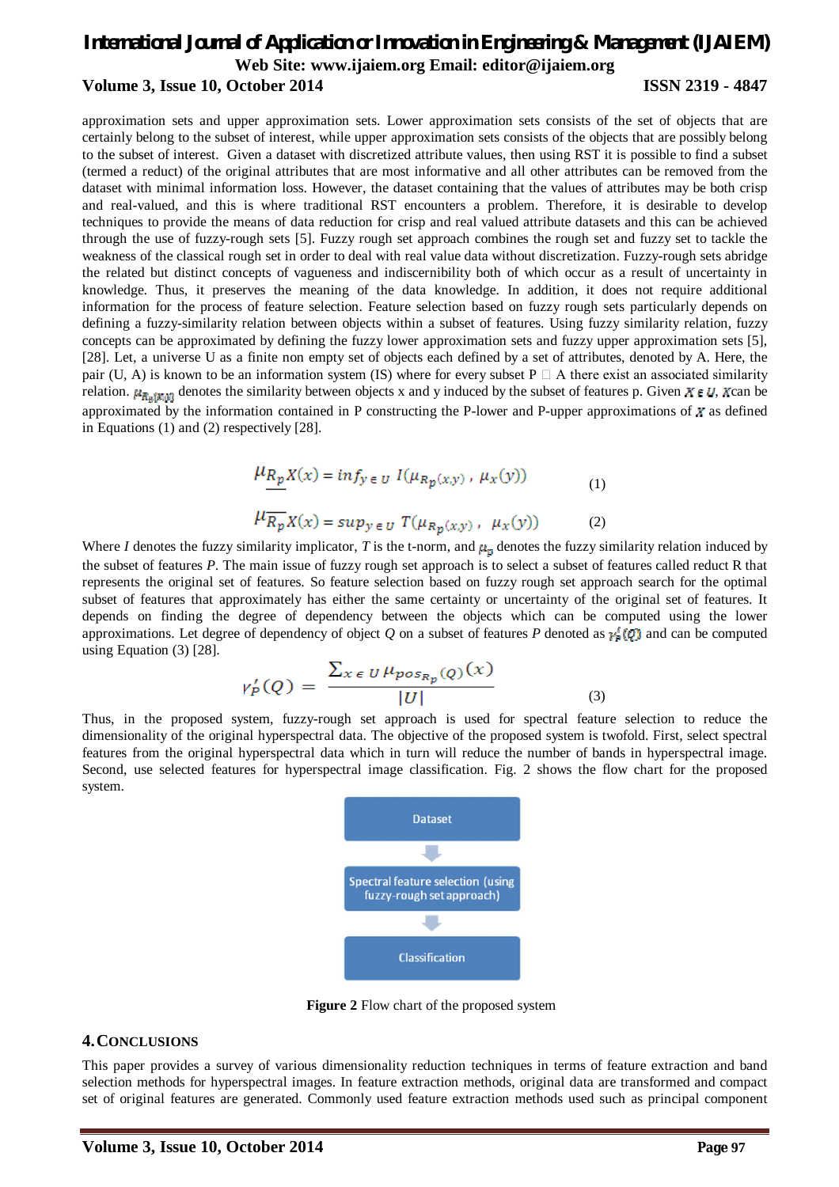approximation sets and upper approximation sets. Lower approximation sets consists of the set of objects that are certainly belong to the subset of interest, while upper approximation sets consists of the objects that are possibly belong to the subset of interest. Given a dataset with discretized attribute values, then using RST it is possible to find a subset (termed a reduct) of the original attributes that are most informative and all other attributes can be removed from the dataset with minimal information loss. However, the dataset containing that the values of attributes may be both crisp and real-valued, and this is where traditional RST encounters a problem. Therefore, it is desirable to develop techniques to provide the means of data reduction for crisp and real valued attribute datasets and this can be achieved through the use of fuzzy-rough sets [5]. Fuzzy rough set approach combines the rough set and fuzzy set to tackle the weakness of the classical rough set in order to deal with real value data without discretization. Fuzzy-rough sets abridge the related but distinct concepts of vagueness and indiscernibility both of which occur as a result of uncertainty in knowledge. Thus, it preserves the meaning of the data knowledge. In addition, it does not require additional information for the process of feature selection. Feature selection based on fuzzy rough sets particularly depends on defining a fuzzy-similarity relation between objects within a subset of features. Using fuzzy similarity relation, fuzzy concepts can be approximated by defining the fuzzy lower approximation sets and fuzzy upper approximation sets [5], [28]. Let, a universe U as a finite non empty set of objects each defined by a set of attributes, denoted by A. Here, the pair (U, A) is known to be an information system (IS) where for every subset P ⊆ A there exist an associated similarity relation. $\mu_{R_p(x,y)}$ denotes the similarity between objects x and y induced by the subset of features p. Given $X \in U$, $X$ can be approximated by the information contained in P constructing the P-lower and P-upper approximations of $X$ as defined in Equations (1) and (2) respectively [28].

$$\mu_{\underline{R_p}}X(x) = inf_{y \in U} \; I(\mu_{R_p(x,y)}, \; \mu_X(y)) \tag{1}$$

$$\mu_{\overline{R_p}}X(x) = sup_{y \in U} \; T(\mu_{R_p(x,y)}, \; \mu_X(y)) \tag{2}$$

Where *I* denotes the fuzzy similarity implicator, *T* is the t-norm, and $\mu_{R_p}$ denotes the fuzzy similarity relation induced by the subset of features *P*. The main issue of fuzzy rough set approach is to select a subset of features called reduct R that represents the original set of features. So feature selection based on fuzzy rough set approach search for the optimal subset of features that approximately has either the same certainty or uncertainty of the original set of features. It depends on finding the degree of dependency between the objects which can be computed using the lower approximations. Let degree of dependency of object *Q* on a subset of features *P* denoted as $\gamma'_P(Q)$ and can be computed using Equation (3) [28].

$$\gamma'_P(Q) = \frac{\sum_{x \in U} \mu_{pos_{R_p}(Q)}(x)}{|U|} \tag{3}$$

Thus, in the proposed system, fuzzy-rough set approach is used for spectral feature selection to reduce the dimensionality of the original hyperspectral data. The objective of the proposed system is twofold. First, select spectral features from the original hyperspectral data which in turn will reduce the number of bands in hyperspectral image. Second, use selected features for hyperspectral image classification. Fig. 2 shows the flow chart for the proposed system.

Dataset → Spectral feature selection (using fuzzy-rough set approach) → Classification

**Figure 2** Flow chart of the proposed system

## 4. Conclusions

This paper provides a survey of various dimensionality reduction techniques in terms of feature extraction and band selection methods for hyperspectral images. In feature extraction methods, original data are transformed and compact set of original features are generated. Commonly used feature extraction methods used such as principal component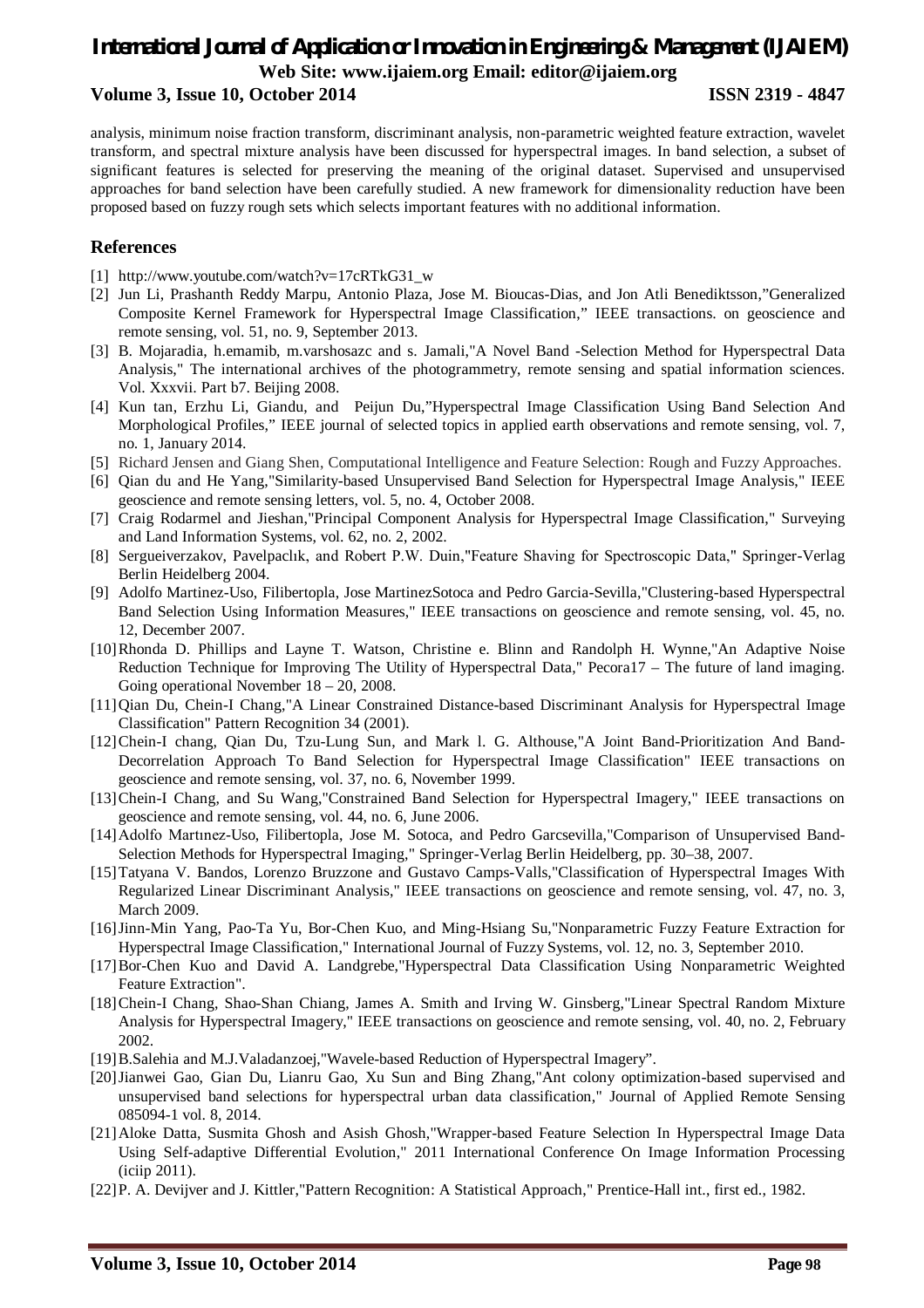analysis, minimum noise fraction transform, discriminant analysis, non-parametric weighted feature extraction, wavelet transform, and spectral mixture analysis have been discussed for hyperspectral images. In band selection, a subset of significant features is selected for preserving the meaning of the original dataset. Supervised and unsupervised approaches for band selection have been carefully studied. A new framework for dimensionality reduction have been proposed based on fuzzy rough sets which selects important features with no additional information.

## References

[1] http://www.youtube.com/watch?v=17cRTkG31_w

[2] Jun Li, Prashanth Reddy Marpu, Antonio Plaza, Jose M. Bioucas-Dias, and Jon Atli Benediktsson,"Generalized Composite Kernel Framework for Hyperspectral Image Classification," IEEE transactions. on geoscience and remote sensing, vol. 51, no. 9, September 2013.

[3] B. Mojaradia, h.emamib, m.varshosazc and s. Jamali,"A Novel Band -Selection Method for Hyperspectral Data Analysis," The international archives of the photogrammetry, remote sensing and spatial information sciences. Vol. Xxxvii. Part b7. Beijing 2008.

[4] Kun tan, Erzhu Li, Giandu, and Peijun Du,"Hyperspectral Image Classification Using Band Selection And Morphological Profiles," IEEE journal of selected topics in applied earth observations and remote sensing, vol. 7, no. 1, January 2014.

[5] Richard Jensen and Giang Shen, Computational Intelligence and Feature Selection: Rough and Fuzzy Approaches.

[6] Qian du and He Yang,"Similarity-based Unsupervised Band Selection for Hyperspectral Image Analysis," IEEE geoscience and remote sensing letters, vol. 5, no. 4, October 2008.

[7] Craig Rodarmel and Jieshan,"Principal Component Analysis for Hyperspectral Image Classification," Surveying and Land Information Systems, vol. 62, no. 2, 2002.

[8] Sergueiverzakov, Pavelpaclık, and Robert P.W. Duin,"Feature Shaving for Spectroscopic Data," Springer-Verlag Berlin Heidelberg 2004.

[9] Adolfo Martinez-Uso, Filibertopla, Jose MartinezSotoca and Pedro Garcia-Sevilla,"Clustering-based Hyperspectral Band Selection Using Information Measures," IEEE transactions on geoscience and remote sensing, vol. 45, no. 12, December 2007.

[10] Rhonda D. Phillips and Layne T. Watson, Christine e. Blinn and Randolph H. Wynne,"An Adaptive Noise Reduction Technique for Improving The Utility of Hyperspectral Data," Pecora17 – The future of land imaging. Going operational November 18 – 20, 2008.

[11] Qian Du, Chein-I Chang,"A Linear Constrained Distance-based Discriminant Analysis for Hyperspectral Image Classification" Pattern Recognition 34 (2001).

[12] Chein-I chang, Qian Du, Tzu-Lung Sun, and Mark l. G. Althouse,"A Joint Band-Prioritization And Band-Decorrelation Approach To Band Selection for Hyperspectral Image Classification" IEEE transactions on geoscience and remote sensing, vol. 37, no. 6, November 1999.

[13] Chein-I Chang, and Su Wang,"Constrained Band Selection for Hyperspectral Imagery," IEEE transactions on geoscience and remote sensing, vol. 44, no. 6, June 2006.

[14] Adolfo Martınez-Uso, Filibertopla, Jose M. Sotoca, and Pedro Garcsevilla,"Comparison of Unsupervised Band-Selection Methods for Hyperspectral Imaging," Springer-Verlag Berlin Heidelberg, pp. 30–38, 2007.

[15] Tatyana V. Bandos, Lorenzo Bruzzone and Gustavo Camps-Valls,"Classification of Hyperspectral Images With Regularized Linear Discriminant Analysis," IEEE transactions on geoscience and remote sensing, vol. 47, no. 3, March 2009.

[16] Jinn-Min Yang, Pao-Ta Yu, Bor-Chen Kuo, and Ming-Hsiang Su,"Nonparametric Fuzzy Feature Extraction for Hyperspectral Image Classification," International Journal of Fuzzy Systems, vol. 12, no. 3, September 2010.

[17] Bor-Chen Kuo and David A. Landgrebe,"Hyperspectral Data Classification Using Nonparametric Weighted Feature Extraction".

[18] Chein-I Chang, Shao-Shan Chiang, James A. Smith and Irving W. Ginsberg,"Linear Spectral Random Mixture Analysis for Hyperspectral Imagery," IEEE transactions on geoscience and remote sensing, vol. 40, no. 2, February 2002.

[19] B.Salehia and M.J.Valadanzoej,"Wavele-based Reduction of Hyperspectral Imagery".

[20] Jianwei Gao, Gian Du, Lianru Gao, Xu Sun and Bing Zhang,"Ant colony optimization-based supervised and unsupervised band selections for hyperspectral urban data classification," Journal of Applied Remote Sensing 085094-1 vol. 8, 2014.

[21] Aloke Datta, Susmita Ghosh and Asish Ghosh,"Wrapper-based Feature Selection In Hyperspectral Image Data Using Self-adaptive Differential Evolution," 2011 International Conference On Image Information Processing (iciip 2011).

[22] P. A. Devijver and J. Kittler,"Pattern Recognition: A Statistical Approach," Prentice-Hall int., first ed., 1982.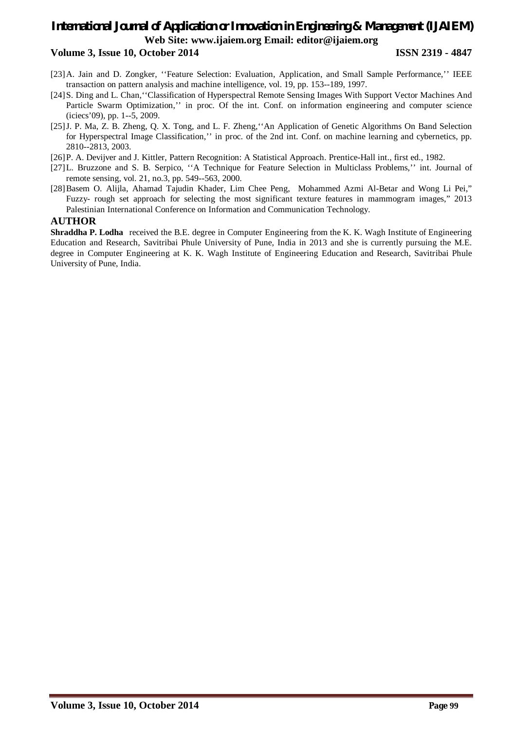[23] A. Jain and D. Zongker, ''Feature Selection: Evaluation, Application, and Small Sample Performance,'' IEEE transaction on pattern analysis and machine intelligence, vol. 19, pp. 153--189, 1997.

[24] S. Ding and L. Chan,''Classification of Hyperspectral Remote Sensing Images With Support Vector Machines And Particle Swarm Optimization,'' in proc. Of the int. Conf. on information engineering and computer science (iciecs'09), pp. 1--5, 2009.

[25] J. P. Ma, Z. B. Zheng, Q. X. Tong, and L. F. Zheng,''An Application of Genetic Algorithms On Band Selection for Hyperspectral Image Classification,'' in proc. of the 2nd int. Conf. on machine learning and cybernetics, pp. 2810--2813, 2003.

[26] P. A. Devijver and J. Kittler, Pattern Recognition: A Statistical Approach. Prentice-Hall int., first ed., 1982.

[27] L. Bruzzone and S. B. Serpico, ''A Technique for Feature Selection in Multiclass Problems,'' int. Journal of remote sensing, vol. 21, no.3, pp. 549--563, 2000.

[28] Basem O. Alijla, Ahamad Tajudin Khader, Lim Chee Peng, Mohammed Azmi Al-Betar and Wong Li Pei," Fuzzy- rough set approach for selecting the most significant texture features in mammogram images," 2013 Palestinian International Conference on Information and Communication Technology.

## AUTHOR

**Shraddha P. Lodha** received the B.E. degree in Computer Engineering from the K. K. Wagh Institute of Engineering Education and Research, Savitribai Phule University of Pune, India in 2013 and she is currently pursuing the M.E. degree in Computer Engineering at K. K. Wagh Institute of Engineering Education and Research, Savitribai Phule University of Pune, India.